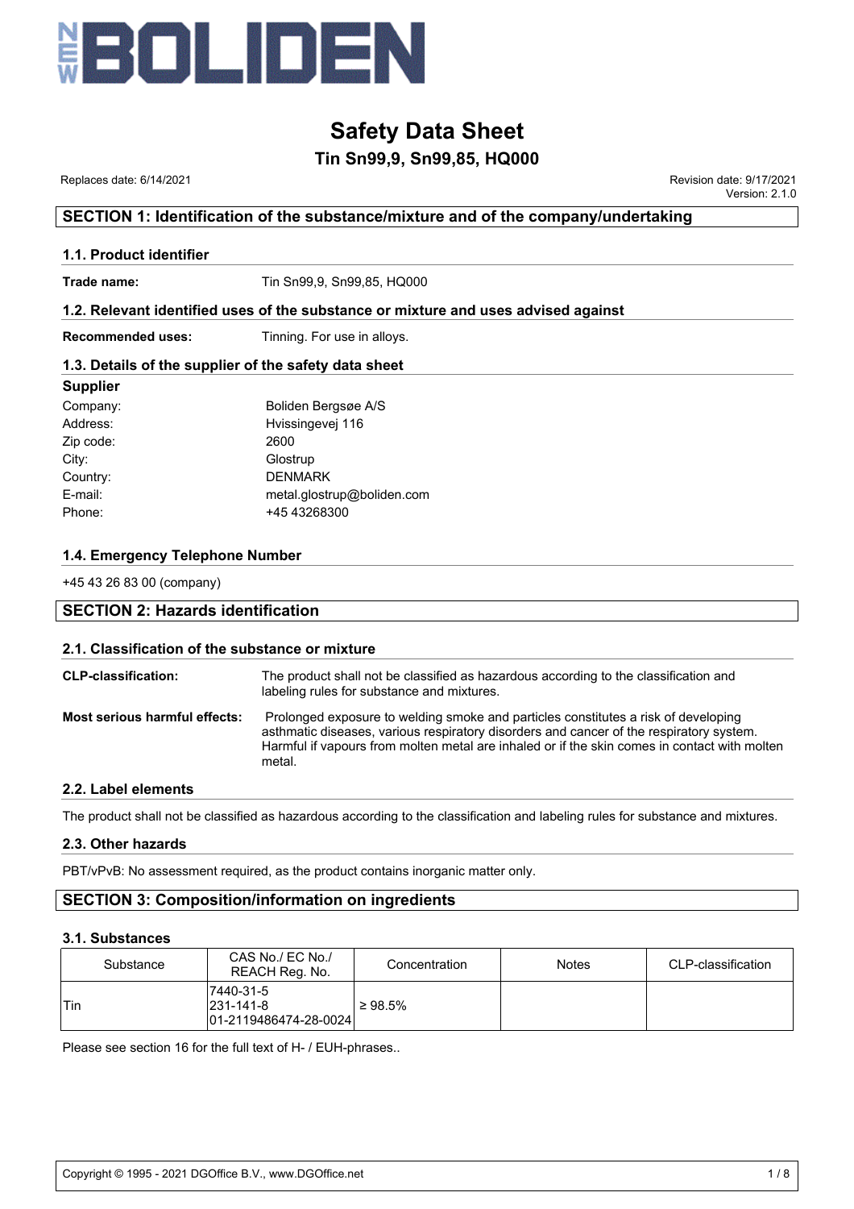# Safety Data Sheet

## Tin Sn99,9, Sn99,85, HQ000

Replaces date: 6/14/2021

Revision date: 9/17/2021
Version: 2.1.0

## SECTION 1: Identification of the substance/mixture and of the company/undertaking

### 1.1. Product identifier

**Trade name:** Tin Sn99,9, Sn99,85, HQ000

### 1.2. Relevant identified uses of the substance or mixture and uses advised against

**Recommended uses:** Tinning. For use in alloys.

### 1.3. Details of the supplier of the safety data sheet

**Supplier**

Company: Boliden Bergsøe A/S
Address: Hvissingevej 116
Zip code: 2600
City: Glostrup
Country: DENMARK
E-mail: metal.glostrup@boliden.com
Phone: +45 43268300

### 1.4. Emergency Telephone Number

+45 43 26 83 00 (company)

## SECTION 2: Hazards identification

### 2.1. Classification of the substance or mixture

**CLP-classification:** The product shall not be classified as hazardous according to the classification and labeling rules for substance and mixtures.

**Most serious harmful effects:** Prolonged exposure to welding smoke and particles constitutes a risk of developing asthmatic diseases, various respiratory disorders and cancer of the respiratory system. Harmful if vapours from molten metal are inhaled or if the skin comes in contact with molten metal.

### 2.2. Label elements

The product shall not be classified as hazardous according to the classification and labeling rules for substance and mixtures.

### 2.3. Other hazards

PBT/vPvB: No assessment required, as the product contains inorganic matter only.

## SECTION 3: Composition/information on ingredients

### 3.1. Substances

| Substance | CAS No./ EC No./ REACH Reg. No. | Concentration | Notes | CLP-classification |
|---|---|---|---|---|
| Tin | 7440-31-5<br>231-141-8<br>01-2119486474-28-0024 | ≥ 98.5% | | |

Please see section 16 for the full text of H- / EUH-phrases..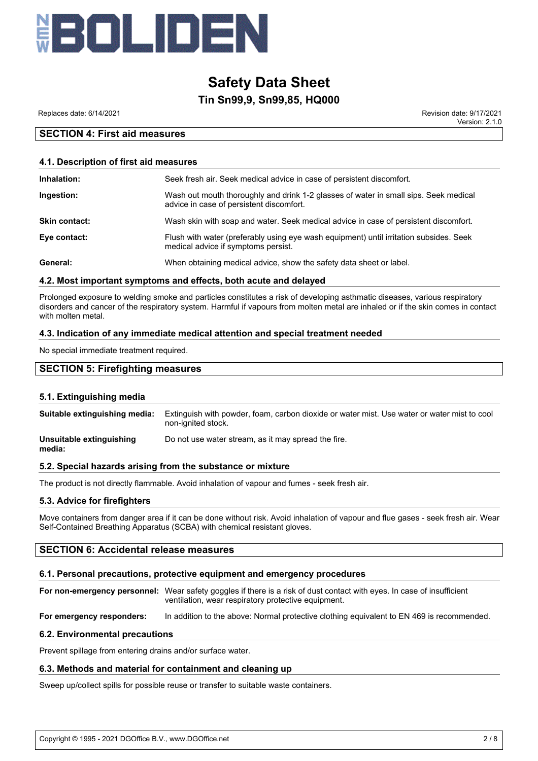## SECTION 4: First aid measures

### 4.1. Description of first aid measures

| | |
|---|---|
| **Inhalation:** | Seek fresh air. Seek medical advice in case of persistent discomfort. |
| **Ingestion:** | Wash out mouth thoroughly and drink 1-2 glasses of water in small sips. Seek medical advice in case of persistent discomfort. |
| **Skin contact:** | Wash skin with soap and water. Seek medical advice in case of persistent discomfort. |
| **Eye contact:** | Flush with water (preferably using eye wash equipment) until irritation subsides. Seek medical advice if symptoms persist. |
| **General:** | When obtaining medical advice, show the safety data sheet or label. |

### 4.2. Most important symptoms and effects, both acute and delayed

Prolonged exposure to welding smoke and particles constitutes a risk of developing asthmatic diseases, various respiratory disorders and cancer of the respiratory system. Harmful if vapours from molten metal are inhaled or if the skin comes in contact with molten metal.

### 4.3. Indication of any immediate medical attention and special treatment needed

No special immediate treatment required.

## SECTION 5: Firefighting measures

### 5.1. Extinguishing media

| | |
|---|---|
| **Suitable extinguishing media:** | Extinguish with powder, foam, carbon dioxide or water mist. Use water or water mist to cool non-ignited stock. |
| **Unsuitable extinguishing media:** | Do not use water stream, as it may spread the fire. |

### 5.2. Special hazards arising from the substance or mixture

The product is not directly flammable. Avoid inhalation of vapour and fumes - seek fresh air.

### 5.3. Advice for firefighters

Move containers from danger area if it can be done without risk. Avoid inhalation of vapour and flue gases - seek fresh air. Wear Self-Contained Breathing Apparatus (SCBA) with chemical resistant gloves.

## SECTION 6: Accidental release measures

### 6.1. Personal precautions, protective equipment and emergency procedures

| | |
|---|---|
| **For non-emergency personnel:** | Wear safety goggles if there is a risk of dust contact with eyes. In case of insufficient ventilation, wear respiratory protective equipment. |
| **For emergency responders:** | In addition to the above: Normal protective clothing equivalent to EN 469 is recommended. |

### 6.2. Environmental precautions

Prevent spillage from entering drains and/or surface water.

### 6.3. Methods and material for containment and cleaning up

Sweep up/collect spills for possible reuse or transfer to suitable waste containers.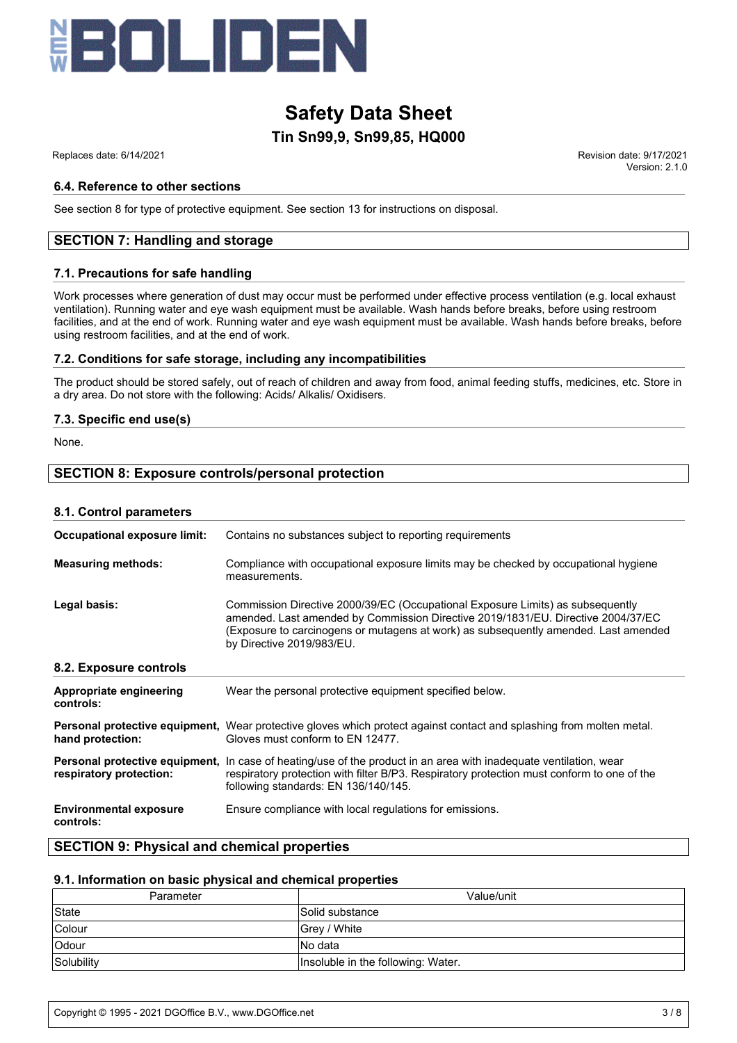### 6.4. Reference to other sections

See section 8 for type of protective equipment. See section 13 for instructions on disposal.

## SECTION 7: Handling and storage

### 7.1. Precautions for safe handling

Work processes where generation of dust may occur must be performed under effective process ventilation (e.g. local exhaust ventilation). Running water and eye wash equipment must be available. Wash hands before breaks, before using restroom facilities, and at the end of work. Running water and eye wash equipment must be available. Wash hands before breaks, before using restroom facilities, and at the end of work.

### 7.2. Conditions for safe storage, including any incompatibilities

The product should be stored safely, out of reach of children and away from food, animal feeding stuffs, medicines, etc. Store in a dry area. Do not store with the following: Acids/ Alkalis/ Oxidisers.

### 7.3. Specific end use(s)

None.

## SECTION 8: Exposure controls/personal protection

### 8.1. Control parameters

**Occupational exposure limit:** Contains no substances subject to reporting requirements

**Measuring methods:** Compliance with occupational exposure limits may be checked by occupational hygiene measurements.

**Legal basis:** Commission Directive 2000/39/EC (Occupational Exposure Limits) as subsequently amended. Last amended by Commission Directive 2019/1831/EU. Directive 2004/37/EC (Exposure to carcinogens or mutagens at work) as subsequently amended. Last amended by Directive 2019/983/EU.

### 8.2. Exposure controls

**Appropriate engineering controls:** Wear the personal protective equipment specified below.

**Personal protective equipment, hand protection:** Wear protective gloves which protect against contact and splashing from molten metal. Gloves must conform to EN 12477.

**Personal protective equipment, respiratory protection:** In case of heating/use of the product in an area with inadequate ventilation, wear respiratory protection with filter B/P3. Respiratory protection must conform to one of the following standards: EN 136/140/145.

**Environmental exposure controls:** Ensure compliance with local regulations for emissions.

## SECTION 9: Physical and chemical properties

### 9.1. Information on basic physical and chemical properties

| Parameter | Value/unit |
|---|---|
| State | Solid substance |
| Colour | Grey / White |
| Odour | No data |
| Solubility | Insoluble in the following: Water. |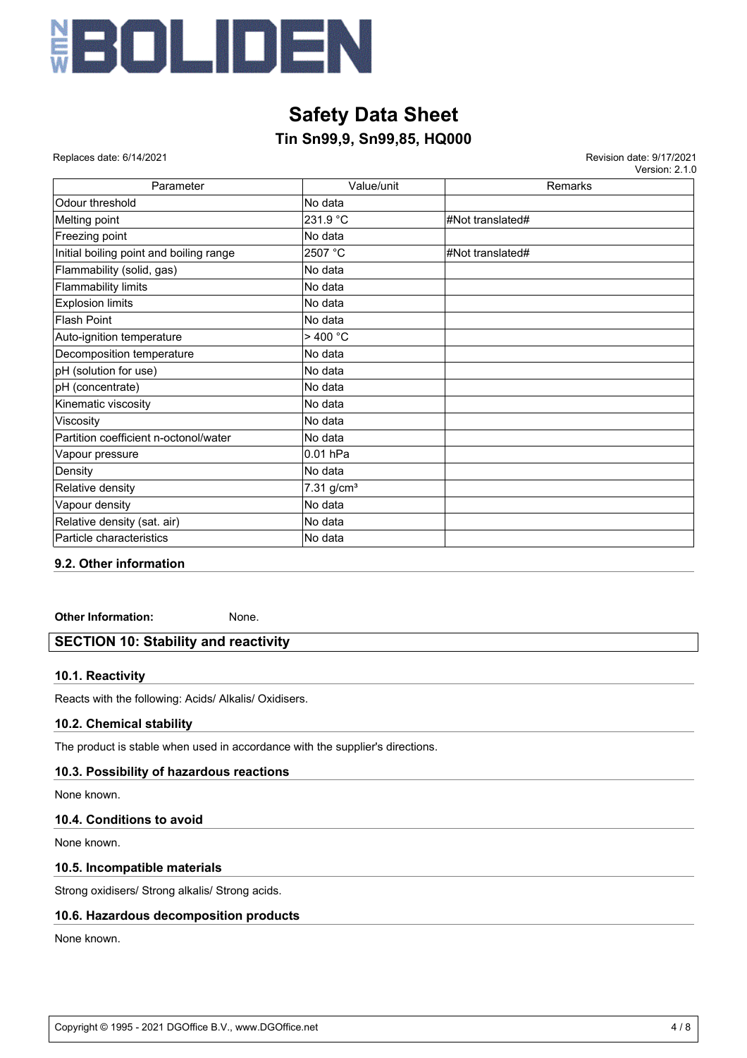| Parameter | Value/unit | Remarks |
|---|---|---|
| Odour threshold | No data | |
| Melting point | 231.9 °C | #Not translated# |
| Freezing point | No data | |
| Initial boiling point and boiling range | 2507 °C | #Not translated# |
| Flammability (solid, gas) | No data | |
| Flammability limits | No data | |
| Explosion limits | No data | |
| Flash Point | No data | |
| Auto-ignition temperature | > 400 °C | |
| Decomposition temperature | No data | |
| pH (solution for use) | No data | |
| pH (concentrate) | No data | |
| Kinematic viscosity | No data | |
| Viscosity | No data | |
| Partition coefficient n-octonol/water | No data | |
| Vapour pressure | 0.01 hPa | |
| Density | No data | |
| Relative density | 7.31 g/cm³ | |
| Vapour density | No data | |
| Relative density (sat. air) | No data | |
| Particle characteristics | No data | |

### 9.2. Other information

**Other Information:** None.

## SECTION 10: Stability and reactivity

### 10.1. Reactivity

Reacts with the following: Acids/ Alkalis/ Oxidisers.

### 10.2. Chemical stability

The product is stable when used in accordance with the supplier's directions.

### 10.3. Possibility of hazardous reactions

None known.

### 10.4. Conditions to avoid

None known.

### 10.5. Incompatible materials

Strong oxidisers/ Strong alkalis/ Strong acids.

### 10.6. Hazardous decomposition products

None known.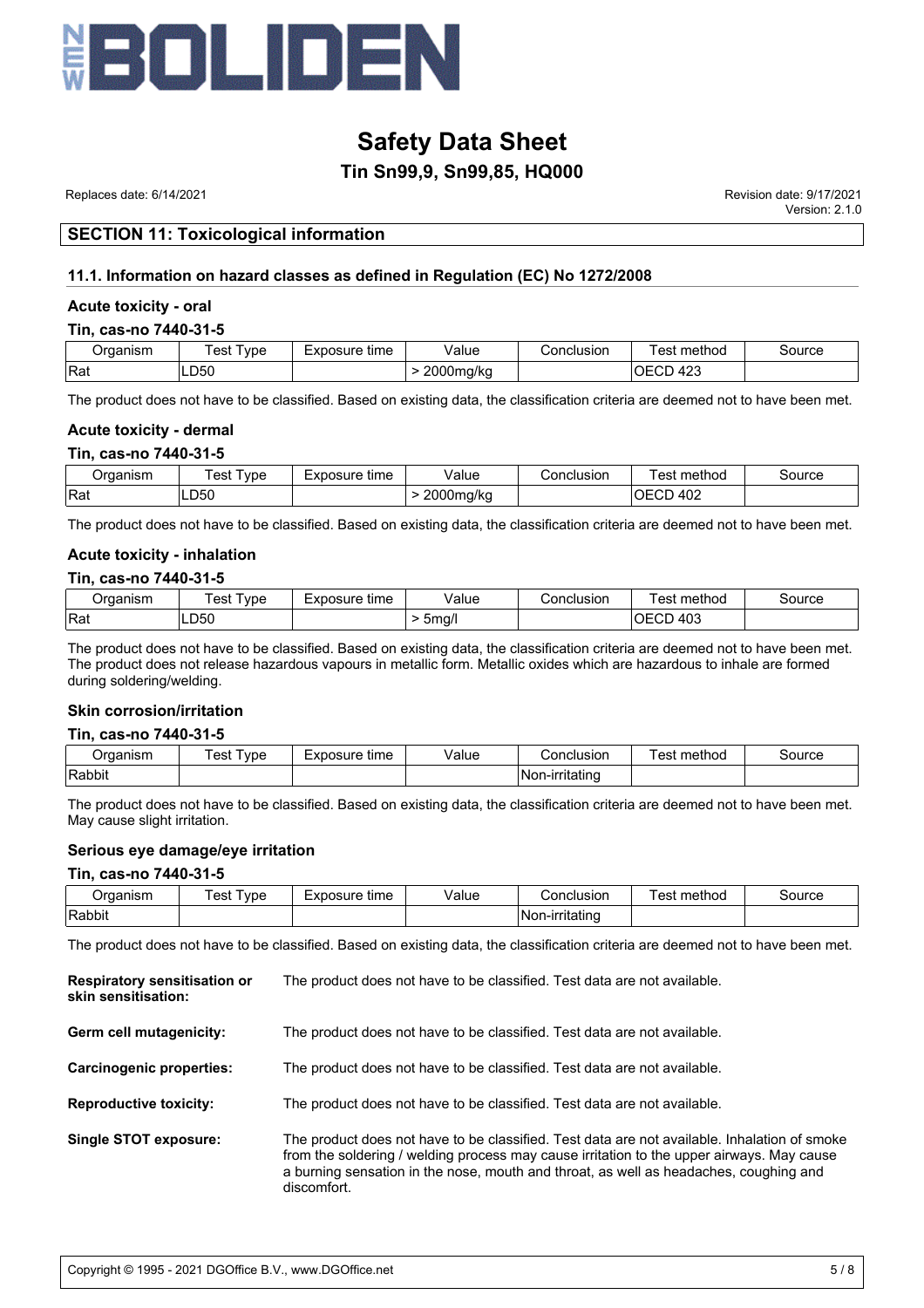# Safety Data Sheet

## Tin Sn99,9, Sn99,85, HQ000

Replaces date: 6/14/2021

Revision date: 9/17/2021
Version: 2.1.0

## SECTION 11: Toxicological information

### 11.1. Information on hazard classes as defined in Regulation (EC) No 1272/2008

#### Acute toxicity - oral

**Tin, cas-no 7440-31-5**

| Organism | Test Type | Exposure time | Value | Conclusion | Test method | Source |
|---|---|---|---|---|---|---|
| Rat | LD50 | | > 2000mg/kg | | OECD 423 | |

The product does not have to be classified. Based on existing data, the classification criteria are deemed not to have been met.

#### Acute toxicity - dermal

**Tin, cas-no 7440-31-5**

| Organism | Test Type | Exposure time | Value | Conclusion | Test method | Source |
|---|---|---|---|---|---|---|
| Rat | LD50 | | > 2000mg/kg | | OECD 402 | |

The product does not have to be classified. Based on existing data, the classification criteria are deemed not to have been met.

#### Acute toxicity - inhalation

**Tin, cas-no 7440-31-5**

| Organism | Test Type | Exposure time | Value | Conclusion | Test method | Source |
|---|---|---|---|---|---|---|
| Rat | LD50 | | > 5mg/l | | OECD 403 | |

The product does not have to be classified. Based on existing data, the classification criteria are deemed not to have been met. The product does not release hazardous vapours in metallic form. Metallic oxides which are hazardous to inhale are formed during soldering/welding.

#### Skin corrosion/irritation

**Tin, cas-no 7440-31-5**

| Organism | Test Type | Exposure time | Value | Conclusion | Test method | Source |
|---|---|---|---|---|---|---|
| Rabbit | | | | Non-irritating | | |

The product does not have to be classified. Based on existing data, the classification criteria are deemed not to have been met. May cause slight irritation.

#### Serious eye damage/eye irritation

**Tin, cas-no 7440-31-5**

| Organism | Test Type | Exposure time | Value | Conclusion | Test method | Source |
|---|---|---|---|---|---|---|
| Rabbit | | | | Non-irritating | | |

The product does not have to be classified. Based on existing data, the classification criteria are deemed not to have been met.

**Respiratory sensitisation or skin sensitisation:** The product does not have to be classified. Test data are not available.

**Germ cell mutagenicity:** The product does not have to be classified. Test data are not available.

**Carcinogenic properties:** The product does not have to be classified. Test data are not available.

**Reproductive toxicity:** The product does not have to be classified. Test data are not available.

**Single STOT exposure:** The product does not have to be classified. Test data are not available. Inhalation of smoke from the soldering / welding process may cause irritation to the upper airways. May cause a burning sensation in the nose, mouth and throat, as well as headaches, coughing and discomfort.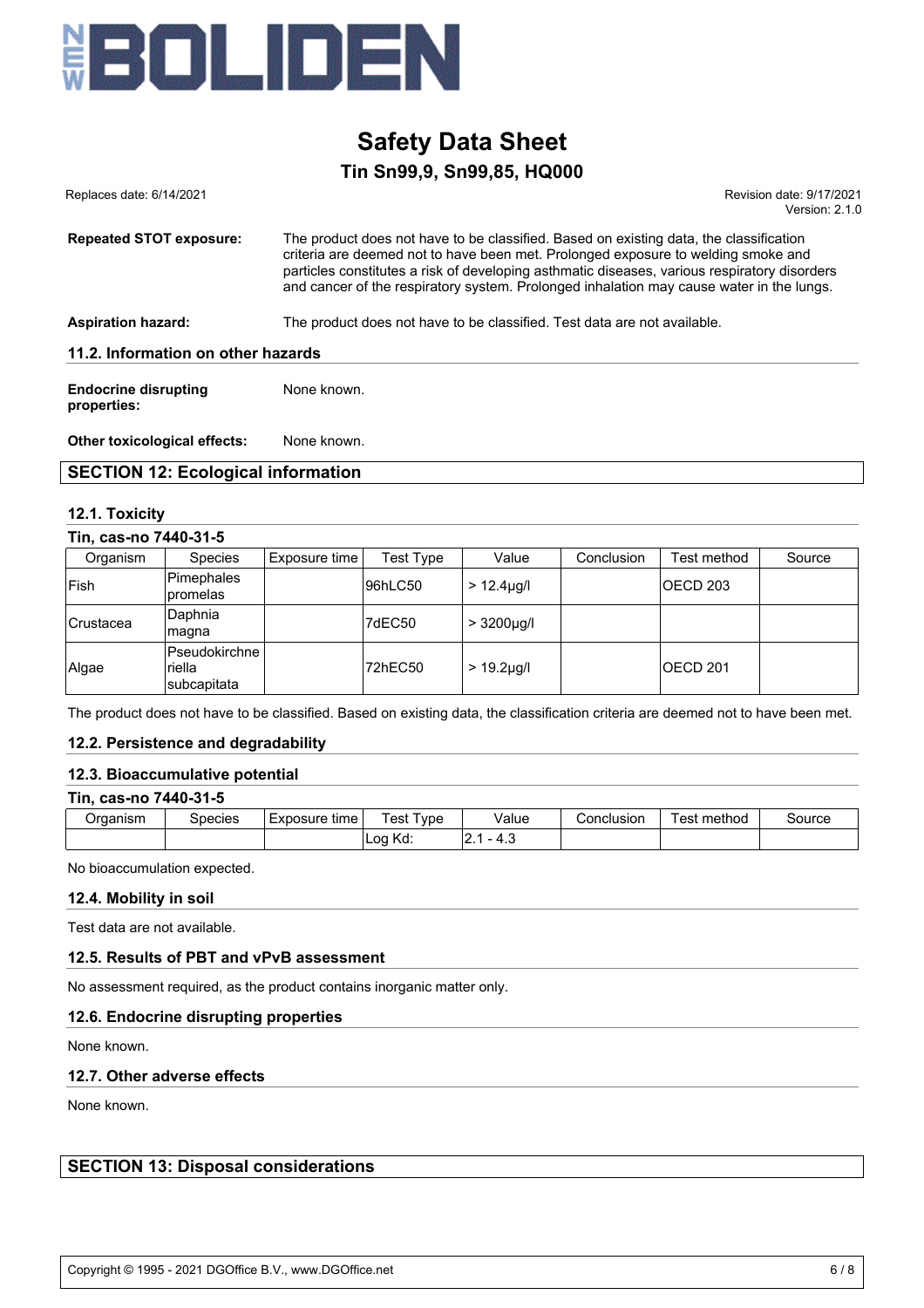| | |
|---|---|
| **Repeated STOT exposure:** | The product does not have to be classified. Based on existing data, the classification criteria are deemed not to have been met. Prolonged exposure to welding smoke and particles constitutes a risk of developing asthmatic diseases, various respiratory disorders and cancer of the respiratory system. Prolonged inhalation may cause water in the lungs. |
| **Aspiration hazard:** | The product does not have to be classified. Test data are not available. |

### 11.2. Information on other hazards

| | |
|---|---|
| **Endocrine disrupting properties:** | None known. |
| **Other toxicological effects:** | None known. |

## SECTION 12: Ecological information

### 12.1. Toxicity

**Tin, cas-no 7440-31-5**

| Organism | Species | Exposure time | Test Type | Value | Conclusion | Test method | Source |
|---|---|---|---|---|---|---|---|
| Fish | Pimephales promelas | | 96hLC50 | > 12.4µg/l | | OECD 203 | |
| Crustacea | Daphnia magna | | 7dEC50 | > 3200µg/l | | | |
| Algae | Pseudokirchneriella subcapitata | | 72hEC50 | > 19.2µg/l | | OECD 201 | |

The product does not have to be classified. Based on existing data, the classification criteria are deemed not to have been met.

### 12.2. Persistence and degradability

### 12.3. Bioaccumulative potential

**Tin, cas-no 7440-31-5**

| Organism | Species | Exposure time | Test Type | Value | Conclusion | Test method | Source |
|---|---|---|---|---|---|---|---|
| | | | Log Kd: | 2.1 - 4.3 | | | |

No bioaccumulation expected.

### 12.4. Mobility in soil

Test data are not available.

### 12.5. Results of PBT and vPvB assessment

No assessment required, as the product contains inorganic matter only.

### 12.6. Endocrine disrupting properties

None known.

### 12.7. Other adverse effects

None known.

## SECTION 13: Disposal considerations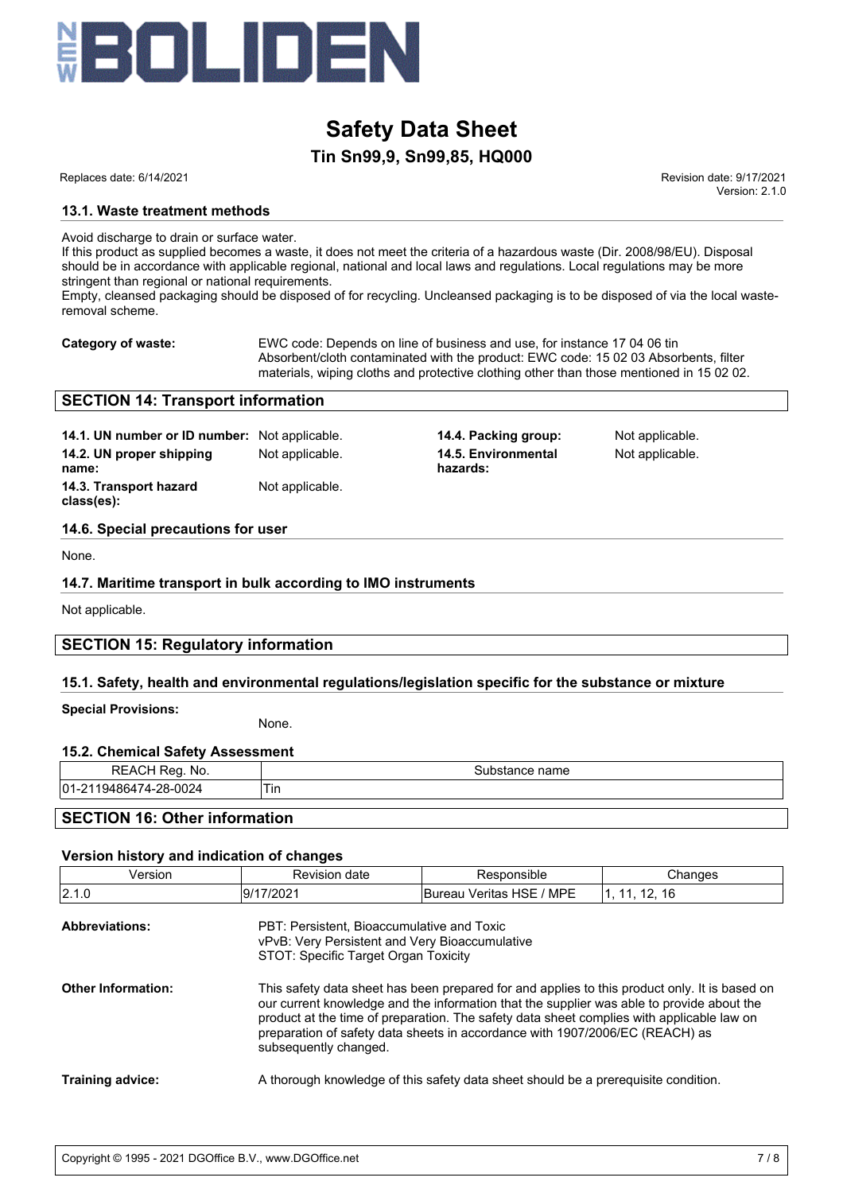# Safety Data Sheet

## Tin Sn99,9, Sn99,85, HQ000

Replaces date: 6/14/2021

Revision date: 9/17/2021
Version: 2.1.0

### 13.1. Waste treatment methods

Avoid discharge to drain or surface water.
If this product as supplied becomes a waste, it does not meet the criteria of a hazardous waste (Dir. 2008/98/EU). Disposal should be in accordance with applicable regional, national and local laws and regulations. Local regulations may be more stringent than regional or national requirements.
Empty, cleansed packaging should be disposed of for recycling. Uncleansed packaging is to be disposed of via the local waste-removal scheme.

**Category of waste:** EWC code: Depends on line of business and use, for instance 17 04 06 tin
Absorbent/cloth contaminated with the product: EWC code: 15 02 03 Absorbents, filter materials, wiping cloths and protective clothing other than those mentioned in 15 02 02.

## SECTION 14: Transport information

**14.1. UN number or ID number:** Not applicable.

**14.2. UN proper shipping name:** Not applicable.

**14.3. Transport hazard class(es):** Not applicable.

**14.4. Packing group:** Not applicable.

**14.5. Environmental hazards:** Not applicable.

### 14.6. Special precautions for user

None.

### 14.7. Maritime transport in bulk according to IMO instruments

Not applicable.

## SECTION 15: Regulatory information

### 15.1. Safety, health and environmental regulations/legislation specific for the substance or mixture

**Special Provisions:** None.

### 15.2. Chemical Safety Assessment

| REACH Reg. No. | Substance name |
|---|---|
| 01-2119486474-28-0024 | Tin |

## SECTION 16: Other information

### Version history and indication of changes

| Version | Revision date | Responsible | Changes |
|---|---|---|---|
| 2.1.0 | 9/17/2021 | Bureau Veritas HSE / MPE | 1, 11, 12, 16 |

**Abbreviations:**
PBT: Persistent, Bioaccumulative and Toxic
vPvB: Very Persistent and Very Bioaccumulative
STOT: Specific Target Organ Toxicity

**Other Information:** This safety data sheet has been prepared for and applies to this product only. It is based on our current knowledge and the information that the supplier was able to provide about the product at the time of preparation. The safety data sheet complies with applicable law on preparation of safety data sheets in accordance with 1907/2006/EC (REACH) as subsequently changed.

**Training advice:** A thorough knowledge of this safety data sheet should be a prerequisite condition.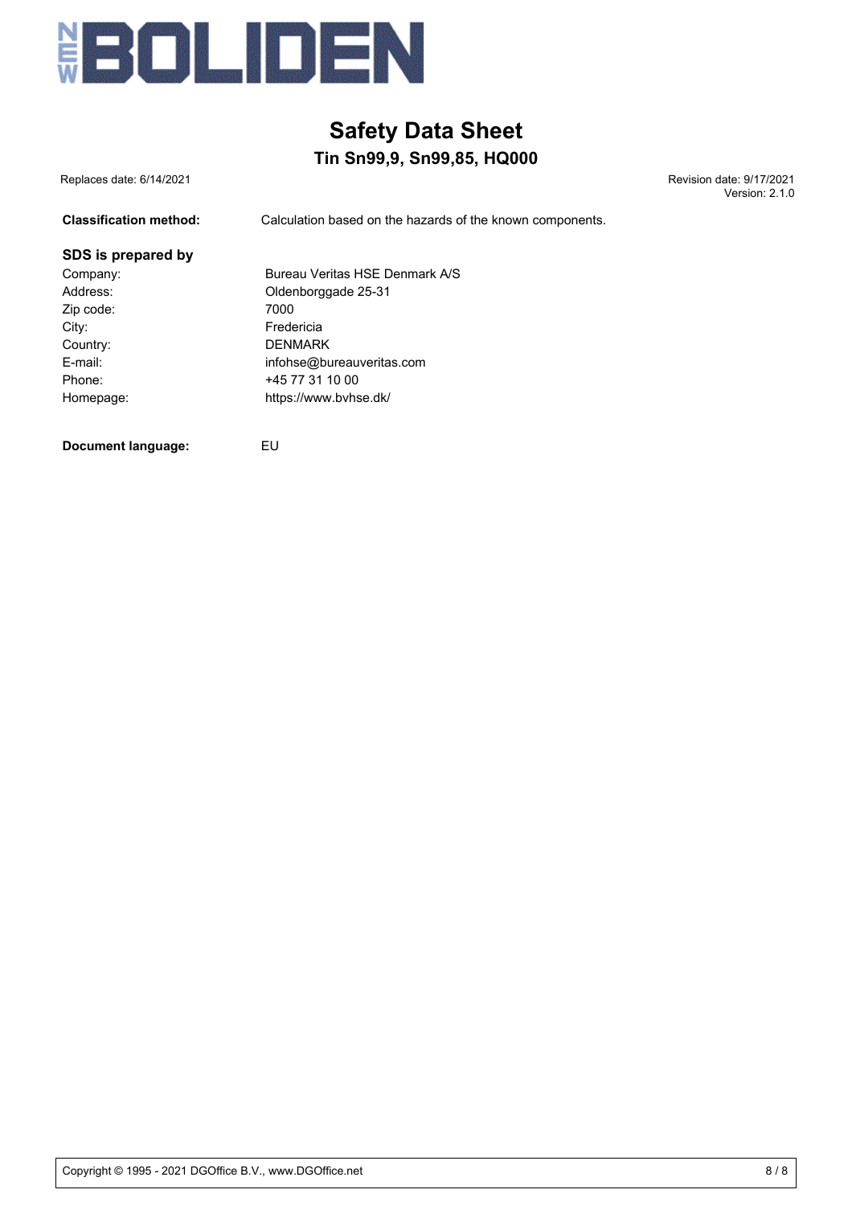**Classification method:** Calculation based on the hazards of the known components.

### SDS is prepared by

| | |
|---|---|
| Company: | Bureau Veritas HSE Denmark A/S |
| Address: | Oldenborggade 25-31 |
| Zip code: | 7000 |
| City: | Fredericia |
| Country: | DENMARK |
| E-mail: | infohse@bureauveritas.com |
| Phone: | +45 77 31 10 00 |
| Homepage: | https://www.bvhse.dk/ |

**Document language:** EU